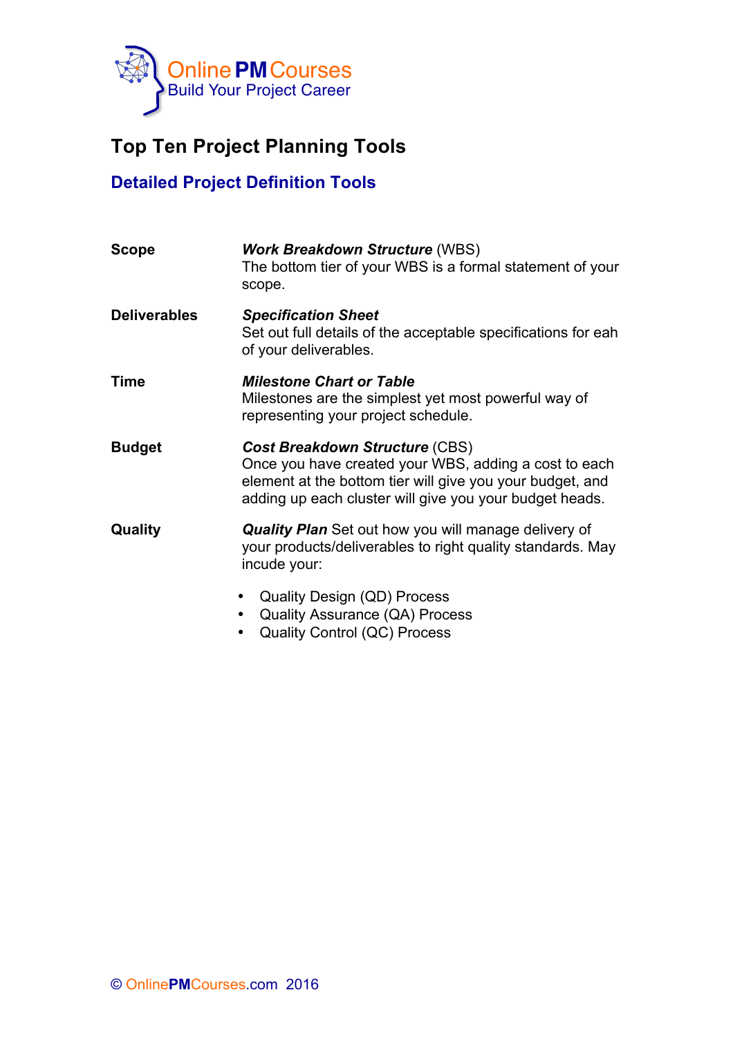Online PM Courses
Build Your Project Career

# Top Ten Project Planning Tools

## Detailed Project Definition Tools

**Scope**

***Work Breakdown Structure*** (WBS)
The bottom tier of your WBS is a formal statement of your scope.

**Deliverables**

***Specification Sheet***
Set out full details of the acceptable specifications for eah of your deliverables.

**Time**

***Milestone Chart or Table***
Milestones are the simplest yet most powerful way of representing your project schedule.

**Budget**

***Cost Breakdown Structure*** (CBS)
Once you have created your WBS, adding a cost to each element at the bottom tier will give you your budget, and adding up each cluster will give you your budget heads.

**Quality**

***Quality Plan*** Set out how you will manage delivery of your products/deliverables to right quality standards. May incude your:

- Quality Design (QD) Process
- Quality Assurance (QA) Process
- Quality Control (QC) Process

© OnlinePMCourses.com 2016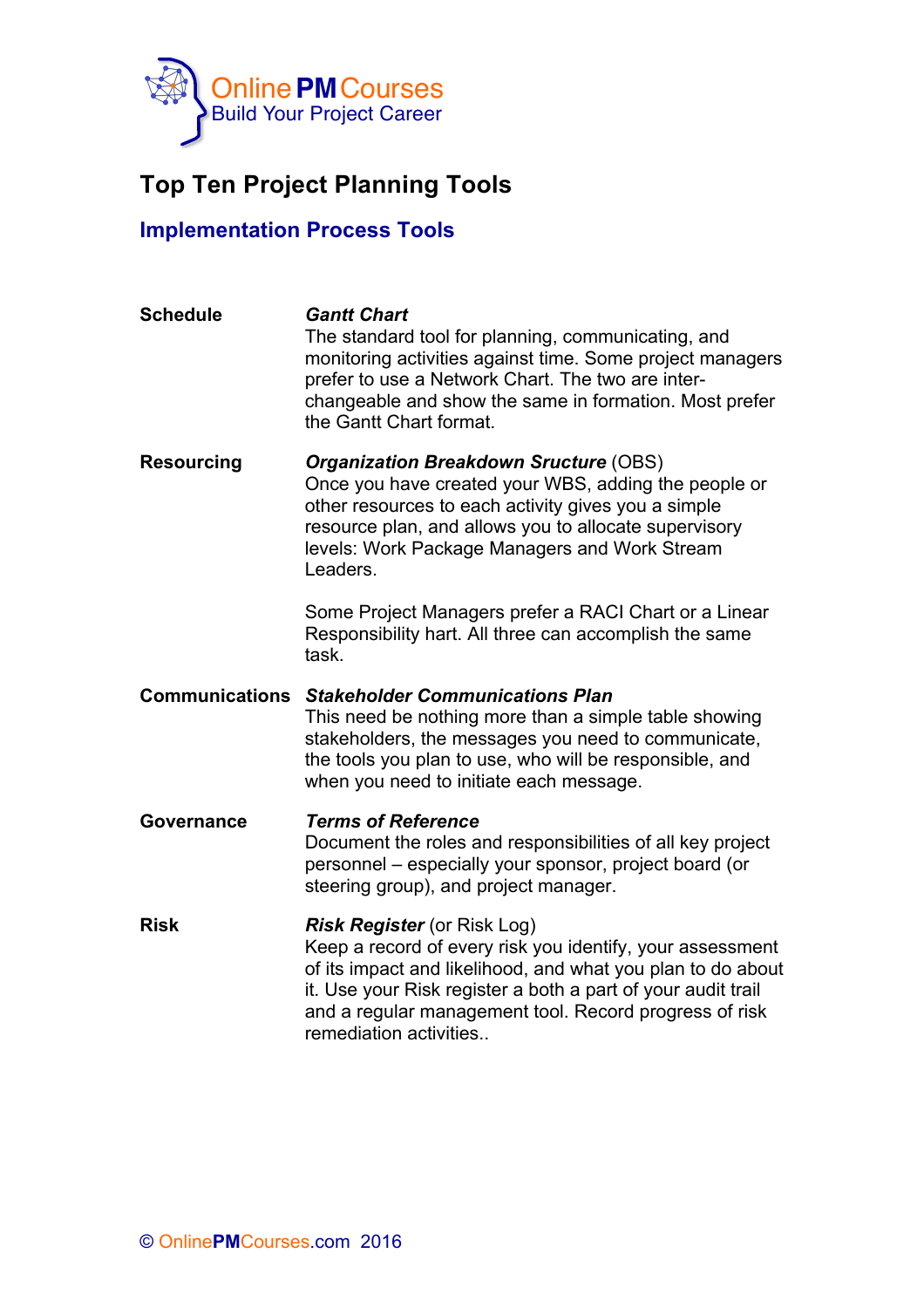Online PM Courses
Build Your Project Career

# Top Ten Project Planning Tools

## Implementation Process Tools

**Schedule**

***Gantt Chart***
The standard tool for planning, communicating, and monitoring activities against time. Some project managers prefer to use a Network Chart. The two are inter-changeable and show the same in formation. Most prefer the Gantt Chart format.

**Resourcing**

***Organization Breakdown Sructure*** (OBS)
Once you have created your WBS, adding the people or other resources to each activity gives you a simple resource plan, and allows you to allocate supervisory levels: Work Package Managers and Work Stream Leaders.

Some Project Managers prefer a RACI Chart or a Linear Responsibility hart. All three can accomplish the same task.

**Communications**

***Stakeholder Communications Plan***
This need be nothing more than a simple table showing stakeholders, the messages you need to communicate, the tools you plan to use, who will be responsible, and when you need to initiate each message.

**Governance**

***Terms of Reference***
Document the roles and responsibilities of all key project personnel – especially your sponsor, project board (or steering group), and project manager.

**Risk**

***Risk Register*** (or Risk Log)
Keep a record of every risk you identify, your assessment of its impact and likelihood, and what you plan to do about it. Use your Risk register a both a part of your audit trail and a regular management tool. Record progress of risk remediation activities..

© OnlinePMCourses.com 2016